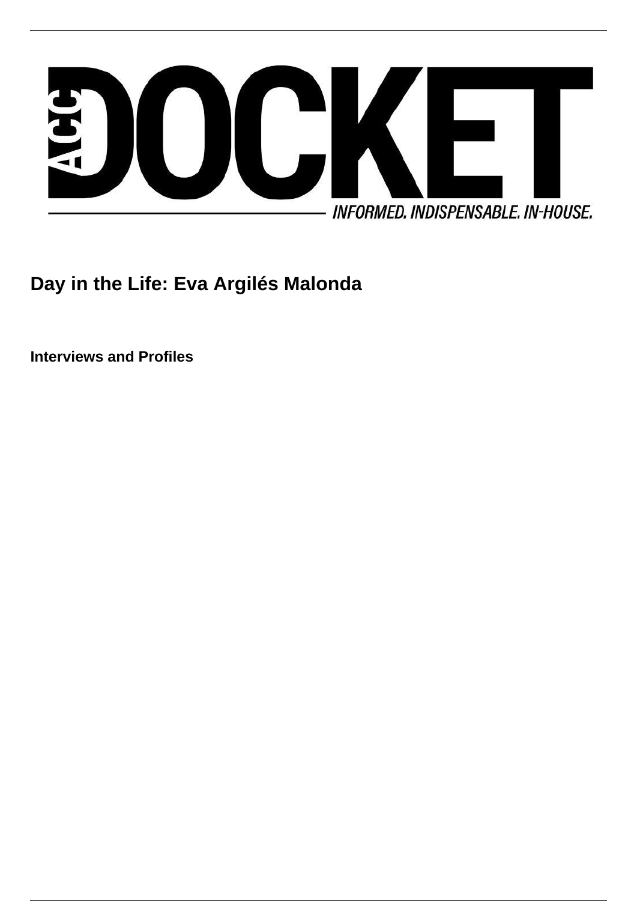# Day in the Life: Eva Argilés Malonda

**Interviews and Profiles**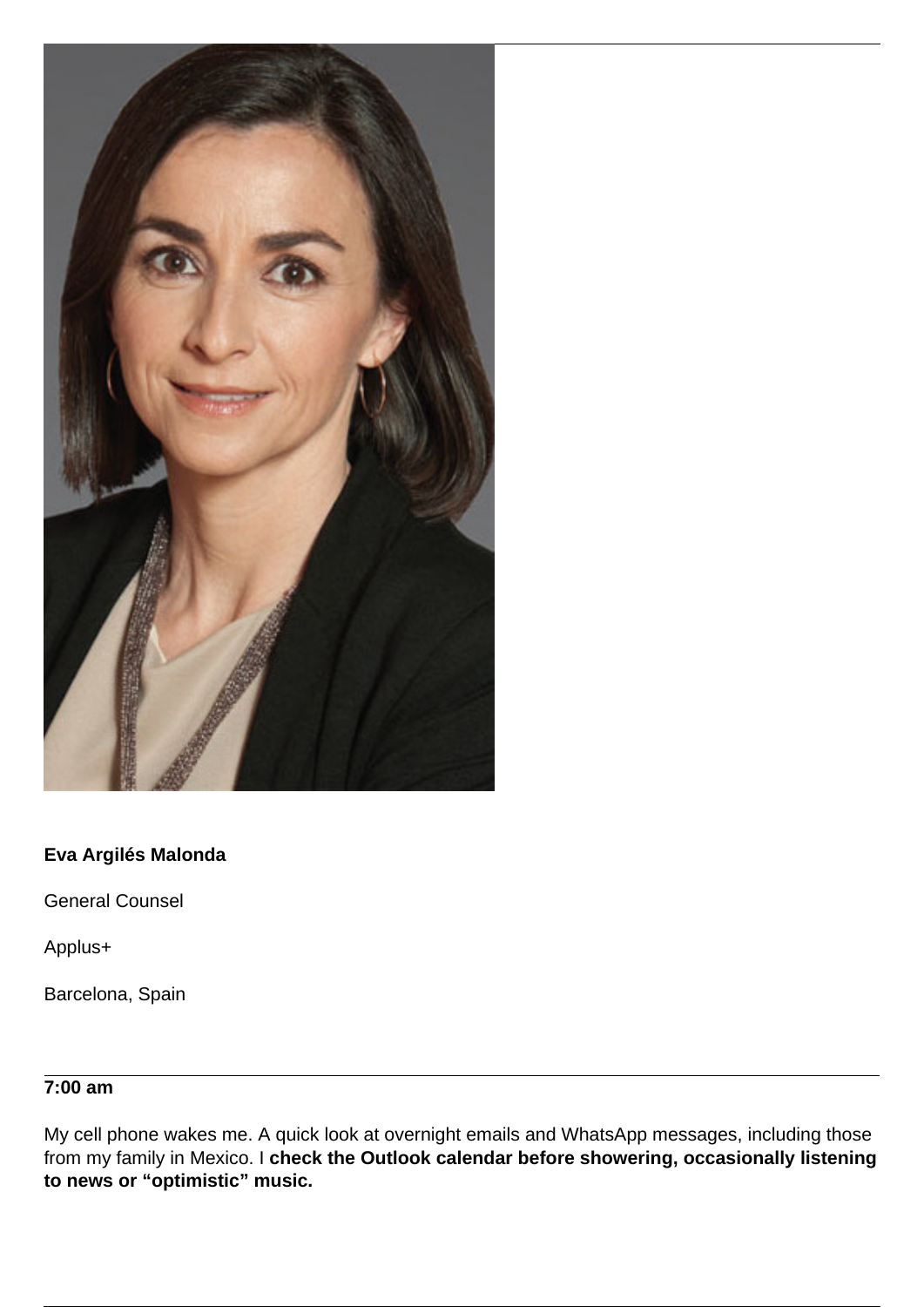**Eva Argilés Malonda**

General Counsel

Applus+

Barcelona, Spain

**7:00 am**

My cell phone wakes me. A quick look at overnight emails and WhatsApp messages, including those from my family in Mexico. I **check the Outlook calendar before showering, occasionally listening to news or “optimistic” music.**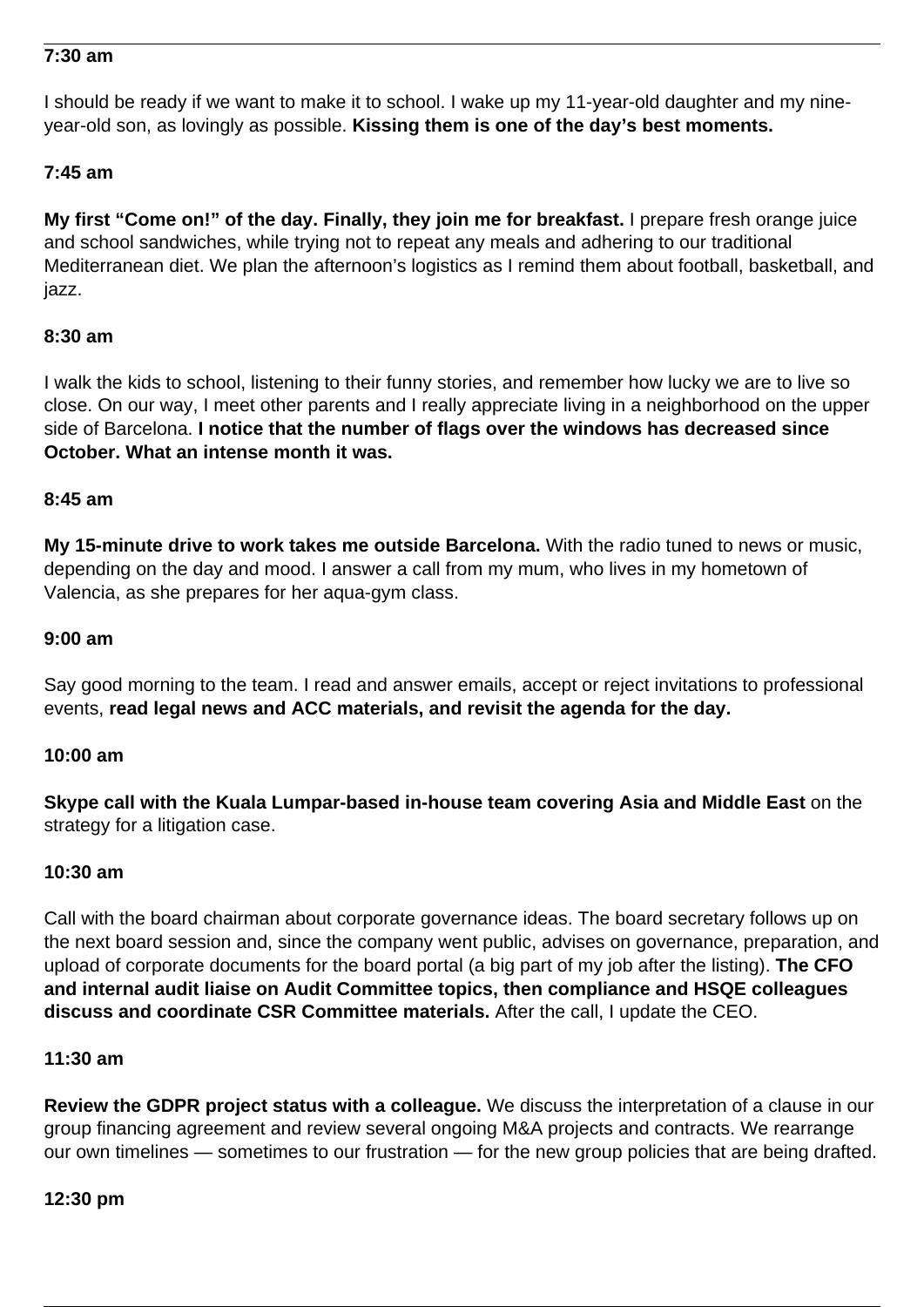**7:30 am**

I should be ready if we want to make it to school. I wake up my 11-year-old daughter and my nine-year-old son, as lovingly as possible. **Kissing them is one of the day's best moments.**

**7:45 am**

**My first "Come on!" of the day. Finally, they join me for breakfast.** I prepare fresh orange juice and school sandwiches, while trying not to repeat any meals and adhering to our traditional Mediterranean diet. We plan the afternoon's logistics as I remind them about football, basketball, and jazz.

**8:30 am**

I walk the kids to school, listening to their funny stories, and remember how lucky we are to live so close. On our way, I meet other parents and I really appreciate living in a neighborhood on the upper side of Barcelona. **I notice that the number of flags over the windows has decreased since October. What an intense month it was.**

**8:45 am**

**My 15-minute drive to work takes me outside Barcelona.** With the radio tuned to news or music, depending on the day and mood. I answer a call from my mum, who lives in my hometown of Valencia, as she prepares for her aqua-gym class.

**9:00 am**

Say good morning to the team. I read and answer emails, accept or reject invitations to professional events, **read legal news and ACC materials, and revisit the agenda for the day.**

**10:00 am**

**Skype call with the Kuala Lumpar-based in-house team covering Asia and Middle East** on the strategy for a litigation case.

**10:30 am**

Call with the board chairman about corporate governance ideas. The board secretary follows up on the next board session and, since the company went public, advises on governance, preparation, and upload of corporate documents for the board portal (a big part of my job after the listing). **The CFO and internal audit liaise on Audit Committee topics, then compliance and HSQE colleagues discuss and coordinate CSR Committee materials.** After the call, I update the CEO.

**11:30 am**

**Review the GDPR project status with a colleague.** We discuss the interpretation of a clause in our group financing agreement and review several ongoing M&A projects and contracts. We rearrange our own timelines — sometimes to our frustration — for the new group policies that are being drafted.

**12:30 pm**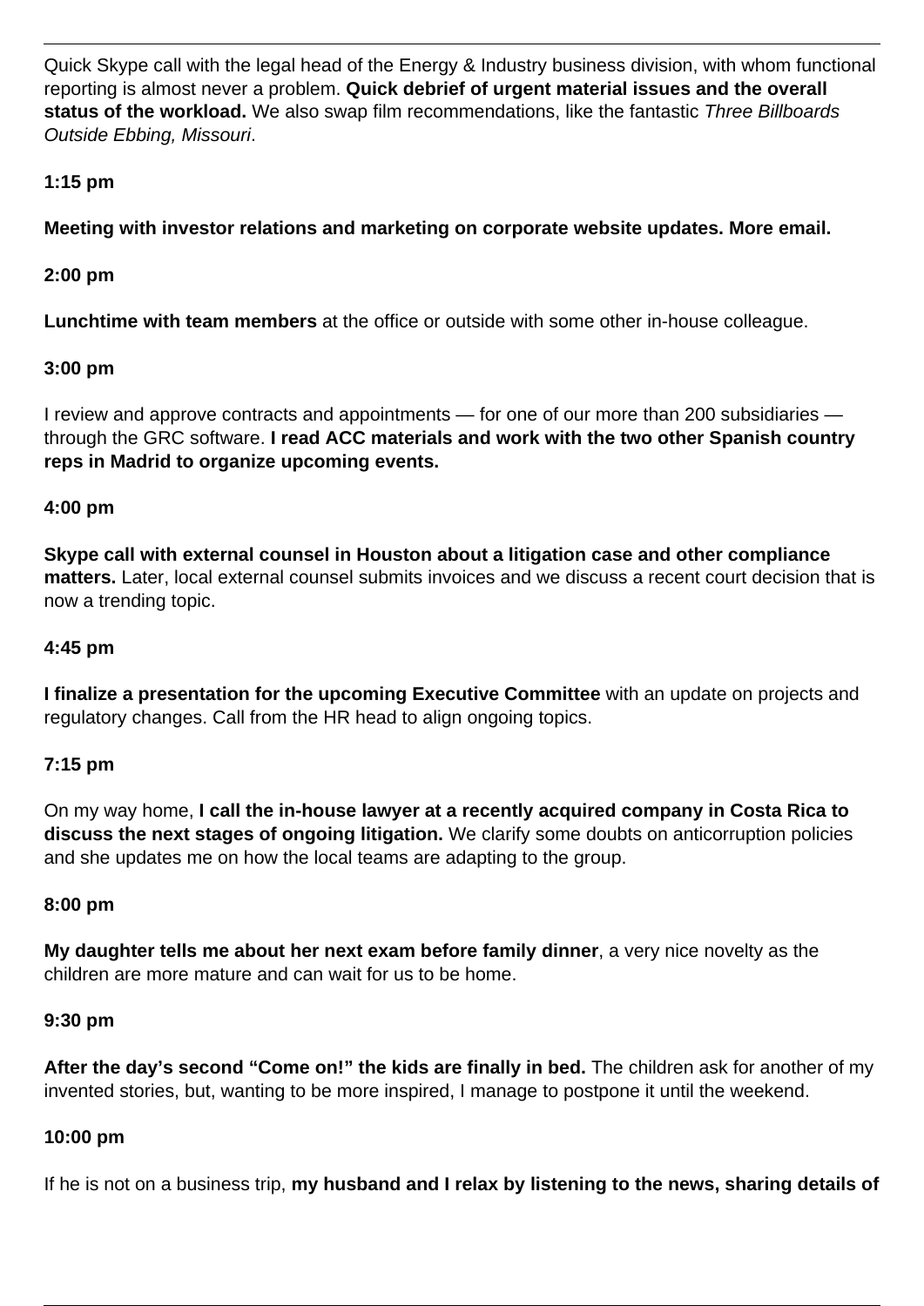Quick Skype call with the legal head of the Energy & Industry business division, with whom functional reporting is almost never a problem. **Quick debrief of urgent material issues and the overall status of the workload.** We also swap film recommendations, like the fantastic *Three Billboards Outside Ebbing, Missouri*.

**1:15 pm**

**Meeting with investor relations and marketing on corporate website updates. More email.**

**2:00 pm**

**Lunchtime with team members** at the office or outside with some other in-house colleague.

**3:00 pm**

I review and approve contracts and appointments — for one of our more than 200 subsidiaries — through the GRC software. **I read ACC materials and work with the two other Spanish country reps in Madrid to organize upcoming events.**

**4:00 pm**

**Skype call with external counsel in Houston about a litigation case and other compliance matters.** Later, local external counsel submits invoices and we discuss a recent court decision that is now a trending topic.

**4:45 pm**

**I finalize a presentation for the upcoming Executive Committee** with an update on projects and regulatory changes. Call from the HR head to align ongoing topics.

**7:15 pm**

On my way home, **I call the in-house lawyer at a recently acquired company in Costa Rica to discuss the next stages of ongoing litigation.** We clarify some doubts on anticorruption policies and she updates me on how the local teams are adapting to the group.

**8:00 pm**

**My daughter tells me about her next exam before family dinner**, a very nice novelty as the children are more mature and can wait for us to be home.

**9:30 pm**

**After the day's second "Come on!" the kids are finally in bed.** The children ask for another of my invented stories, but, wanting to be more inspired, I manage to postpone it until the weekend.

**10:00 pm**

If he is not on a business trip, **my husband and I relax by listening to the news, sharing details of**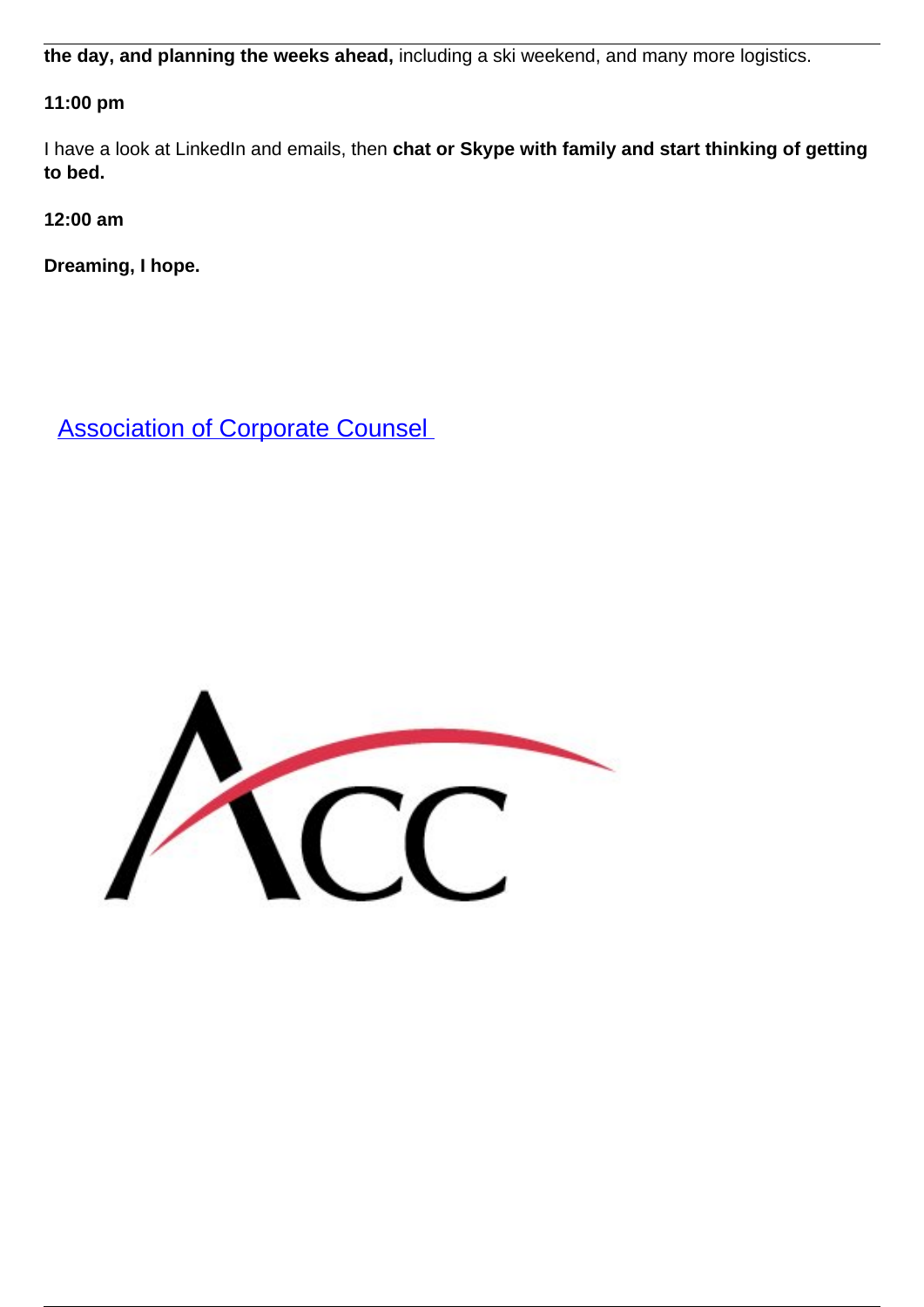**the day, and planning the weeks ahead,** including a ski weekend, and many more logistics.

**11:00 pm**

I have a look at LinkedIn and emails, then **chat or Skype with family and start thinking of getting to bed.**

**12:00 am**

**Dreaming, I hope.**

Association of Corporate Counsel